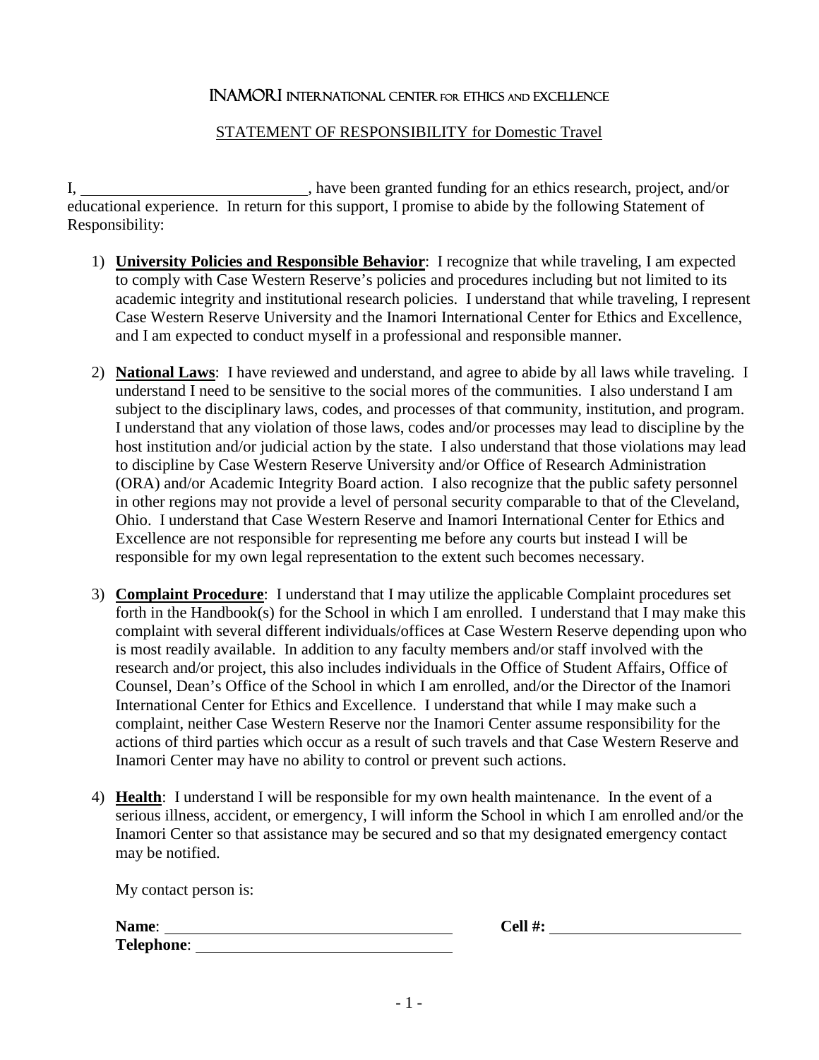# INAMORI INTERNATIONAL CENTER FOR ETHICS AND EXCELLENCE

## STATEMENT OF RESPONSIBILITY for Domestic Travel

I, \_\_\_\_\_\_\_\_\_\_\_\_\_\_\_\_\_\_\_\_\_\_\_\_\_\_\_\_, have been granted funding for an ethics research, project, and/or educational experience. In return for this support, I promise to abide by the following Statement of Responsibility:

1) **University Policies and Responsible Behavior**: I recognize that while traveling, I am expected to comply with Case Western Reserve's policies and procedures including but not limited to its academic integrity and institutional research policies. I understand that while traveling, I represent Case Western Reserve University and the Inamori International Center for Ethics and Excellence, and I am expected to conduct myself in a professional and responsible manner.

2) **National Laws**: I have reviewed and understand, and agree to abide by all laws while traveling. I understand I need to be sensitive to the social mores of the communities. I also understand I am subject to the disciplinary laws, codes, and processes of that community, institution, and program. I understand that any violation of those laws, codes and/or processes may lead to discipline by the host institution and/or judicial action by the state. I also understand that those violations may lead to discipline by Case Western Reserve University and/or Office of Research Administration (ORA) and/or Academic Integrity Board action. I also recognize that the public safety personnel in other regions may not provide a level of personal security comparable to that of the Cleveland, Ohio. I understand that Case Western Reserve and Inamori International Center for Ethics and Excellence are not responsible for representing me before any courts but instead I will be responsible for my own legal representation to the extent such becomes necessary.

3) **Complaint Procedure**: I understand that I may utilize the applicable Complaint procedures set forth in the Handbook(s) for the School in which I am enrolled. I understand that I may make this complaint with several different individuals/offices at Case Western Reserve depending upon who is most readily available. In addition to any faculty members and/or staff involved with the research and/or project, this also includes individuals in the Office of Student Affairs, Office of Counsel, Dean's Office of the School in which I am enrolled, and/or the Director of the Inamori International Center for Ethics and Excellence. I understand that while I may make such a complaint, neither Case Western Reserve nor the Inamori Center assume responsibility for the actions of third parties which occur as a result of such travels and that Case Western Reserve and Inamori Center may have no ability to control or prevent such actions.

4) **Health**: I understand I will be responsible for my own health maintenance. In the event of a serious illness, accident, or emergency, I will inform the School in which I am enrolled and/or the Inamori Center so that assistance may be secured and so that my designated emergency contact may be notified.

   My contact person is:

   **Name**: \_\_\_\_\_\_\_\_\_\_\_\_\_\_\_\_\_\_\_\_\_\_\_\_\_\_\_\_\_\_\_\_\_\_\_\_ **Cell #:** \_\_\_\_\_\_\_\_\_\_\_\_\_\_\_\_\_\_\_\_\_\_\_\_\_

   **Telephone**: \_\_\_\_\_\_\_\_\_\_\_\_\_\_\_\_\_\_\_\_\_\_\_\_\_\_\_\_\_\_\_\_\_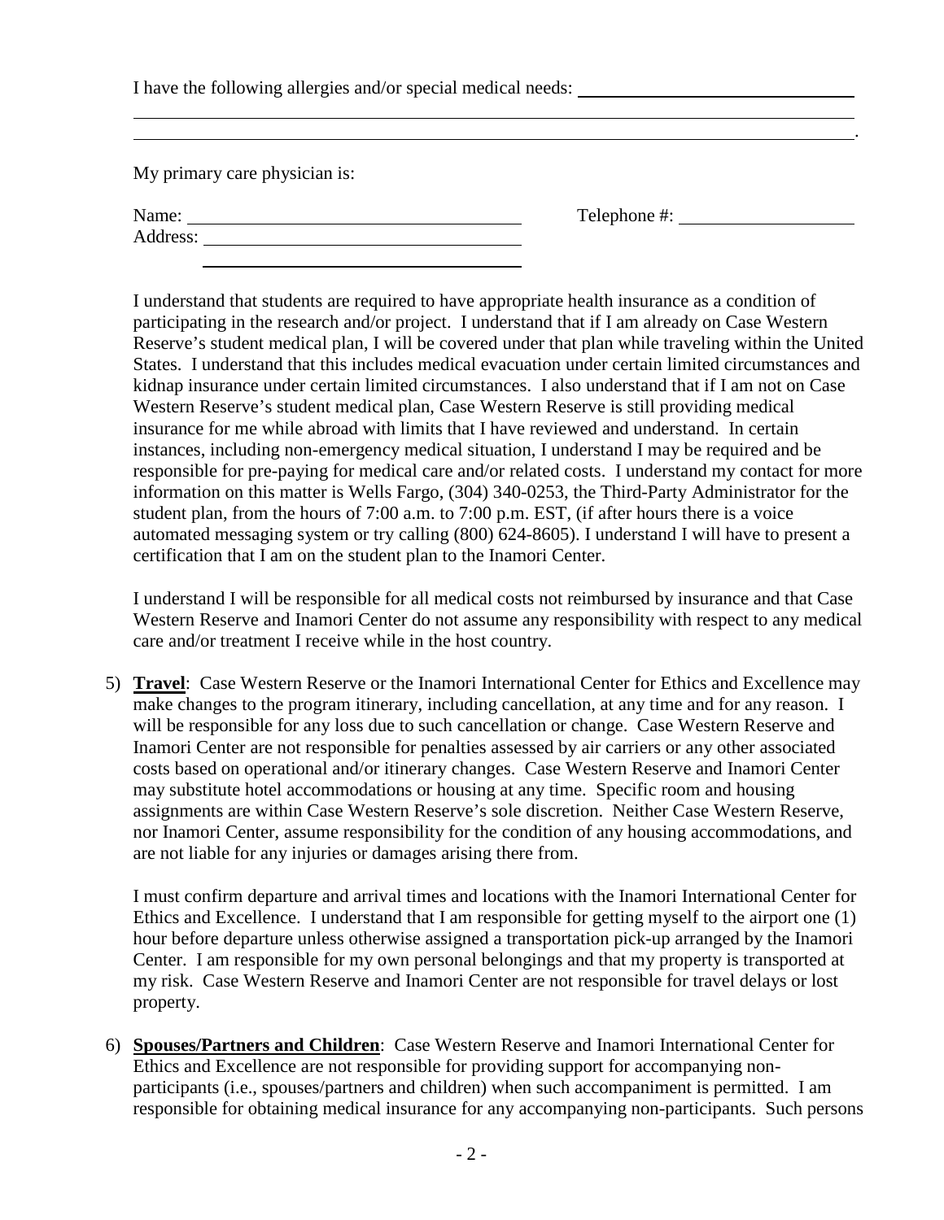I have the following allergies and/or special medical needs: ______________________________

_______________________________________________________________________________

_______________________________________________________________________________.

My primary care physician is:

Name: ____________________________________ Telephone #: ____________________

Address: __________________________________

__________________________________

I understand that students are required to have appropriate health insurance as a condition of participating in the research and/or project. I understand that if I am already on Case Western Reserve's student medical plan, I will be covered under that plan while traveling within the United States. I understand that this includes medical evacuation under certain limited circumstances and kidnap insurance under certain limited circumstances. I also understand that if I am not on Case Western Reserve's student medical plan, Case Western Reserve is still providing medical insurance for me while abroad with limits that I have reviewed and understand. In certain instances, including non-emergency medical situation, I understand I may be required and be responsible for pre-paying for medical care and/or related costs. I understand my contact for more information on this matter is Wells Fargo, (304) 340-0253, the Third-Party Administrator for the student plan, from the hours of 7:00 a.m. to 7:00 p.m. EST, (if after hours there is a voice automated messaging system or try calling (800) 624-8605). I understand I will have to present a certification that I am on the student plan to the Inamori Center.

I understand I will be responsible for all medical costs not reimbursed by insurance and that Case Western Reserve and Inamori Center do not assume any responsibility with respect to any medical care and/or treatment I receive while in the host country.

5) **Travel**: Case Western Reserve or the Inamori International Center for Ethics and Excellence may make changes to the program itinerary, including cancellation, at any time and for any reason. I will be responsible for any loss due to such cancellation or change. Case Western Reserve and Inamori Center are not responsible for penalties assessed by air carriers or any other associated costs based on operational and/or itinerary changes. Case Western Reserve and Inamori Center may substitute hotel accommodations or housing at any time. Specific room and housing assignments are within Case Western Reserve's sole discretion. Neither Case Western Reserve, nor Inamori Center, assume responsibility for the condition of any housing accommodations, and are not liable for any injuries or damages arising there from.

   I must confirm departure and arrival times and locations with the Inamori International Center for Ethics and Excellence. I understand that I am responsible for getting myself to the airport one (1) hour before departure unless otherwise assigned a transportation pick-up arranged by the Inamori Center. I am responsible for my own personal belongings and that my property is transported at my risk. Case Western Reserve and Inamori Center are not responsible for travel delays or lost property.

6) **Spouses/Partners and Children**: Case Western Reserve and Inamori International Center for Ethics and Excellence are not responsible for providing support for accompanying non-participants (i.e., spouses/partners and children) when such accompaniment is permitted. I am responsible for obtaining medical insurance for any accompanying non-participants. Such persons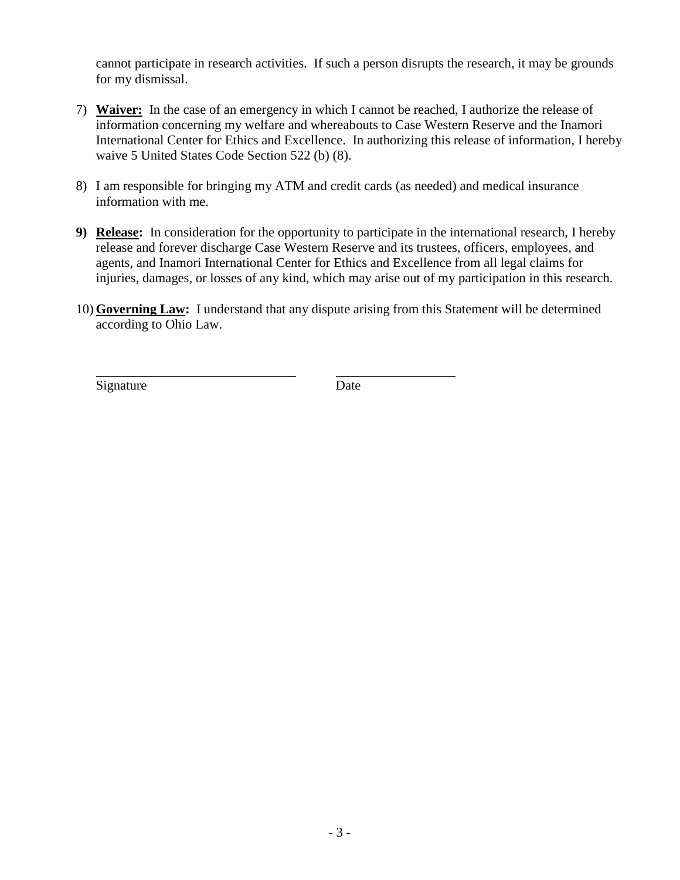cannot participate in research activities. If such a person disrupts the research, it may be grounds for my dismissal.

7) **Waiver:** In the case of an emergency in which I cannot be reached, I authorize the release of information concerning my welfare and whereabouts to Case Western Reserve and the Inamori International Center for Ethics and Excellence. In authorizing this release of information, I hereby waive 5 United States Code Section 522 (b) (8).

8) I am responsible for bringing my ATM and credit cards (as needed) and medical insurance information with me.

9) **Release:** In consideration for the opportunity to participate in the international research, I hereby release and forever discharge Case Western Reserve and its trustees, officers, employees, and agents, and Inamori International Center for Ethics and Excellence from all legal claims for injuries, damages, or losses of any kind, which may arise out of my participation in this research.

10) **Governing Law:** I understand that any dispute arising from this Statement will be determined according to Ohio Law.

\_\_\_\_\_\_\_\_\_\_\_\_\_\_\_\_\_\_\_\_\_\_\_\_\_\_\_\_\_\_ \_\_\_\_\_\_\_\_\_\_\_\_\_\_\_\_\_\_

Signature Date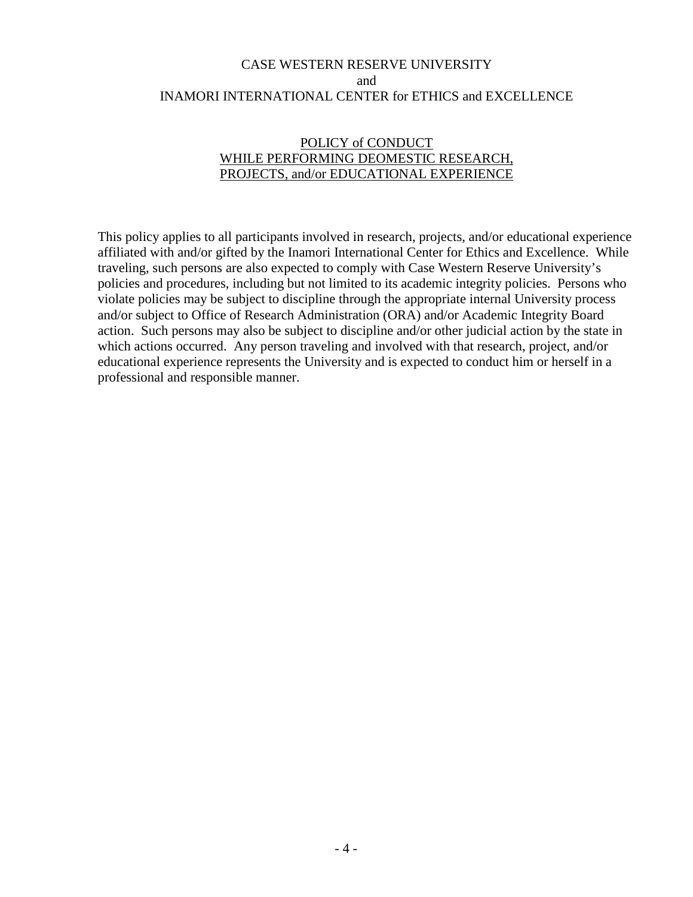CASE WESTERN RESERVE UNIVERSITY
and
INAMORI INTERNATIONAL CENTER for ETHICS and EXCELLENCE

## POLICY of CONDUCT WHILE PERFORMING DEOMESTIC RESEARCH, PROJECTS, and/or EDUCATIONAL EXPERIENCE

This policy applies to all participants involved in research, projects, and/or educational experience affiliated with and/or gifted by the Inamori International Center for Ethics and Excellence. While traveling, such persons are also expected to comply with Case Western Reserve University's policies and procedures, including but not limited to its academic integrity policies. Persons who violate policies may be subject to discipline through the appropriate internal University process and/or subject to Office of Research Administration (ORA) and/or Academic Integrity Board action. Such persons may also be subject to discipline and/or other judicial action by the state in which actions occurred. Any person traveling and involved with that research, project, and/or educational experience represents the University and is expected to conduct him or herself in a professional and responsible manner.